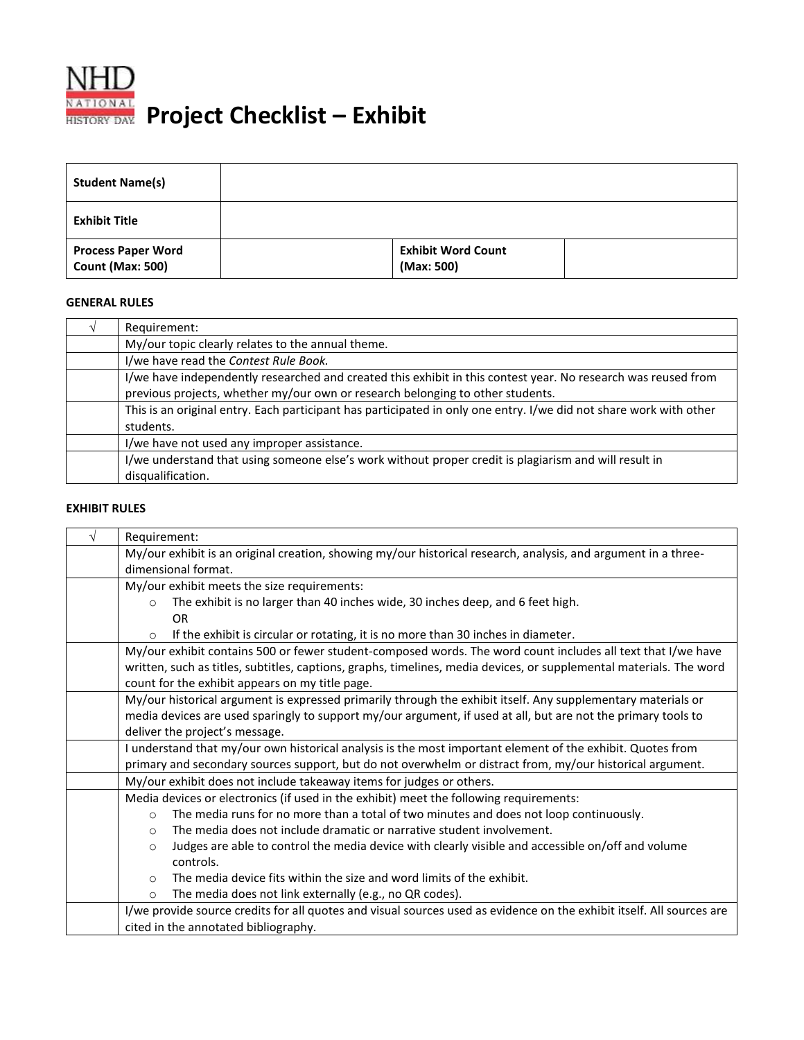# Project Checklist – Exhibit

| Student Name(s) | | | |
|---|---|---|---|
| **Exhibit Title** | | | |
| **Process Paper Word Count (Max: 500)** | | **Exhibit Word Count (Max: 500)** | |

**GENERAL RULES**

| √ | Requirement: |
|---|---|
| | My/our topic clearly relates to the annual theme. |
| | I/we have read the *Contest Rule Book.* |
| | I/we have independently researched and created this exhibit in this contest year. No research was reused from previous projects, whether my/our own or research belonging to other students. |
| | This is an original entry. Each participant has participated in only one entry. I/we did not share work with other students. |
| | I/we have not used any improper assistance. |
| | I/we understand that using someone else's work without proper credit is plagiarism and will result in disqualification. |

**EXHIBIT RULES**

| √ | Requirement: |
|---|---|
| | My/our exhibit is an original creation, showing my/our historical research, analysis, and argument in a three-dimensional format. |
| | My/our exhibit meets the size requirements:<br>○ The exhibit is no larger than 40 inches wide, 30 inches deep, and 6 feet high.<br>OR<br>○ If the exhibit is circular or rotating, it is no more than 30 inches in diameter. |
| | My/our exhibit contains 500 or fewer student-composed words. The word count includes all text that I/we have written, such as titles, subtitles, captions, graphs, timelines, media devices, or supplemental materials. The word count for the exhibit appears on my title page. |
| | My/our historical argument is expressed primarily through the exhibit itself. Any supplementary materials or media devices are used sparingly to support my/our argument, if used at all, but are not the primary tools to deliver the project's message. |
| | I understand that my/our own historical analysis is the most important element of the exhibit. Quotes from primary and secondary sources support, but do not overwhelm or distract from, my/our historical argument. |
| | My/our exhibit does not include takeaway items for judges or others. |
| | Media devices or electronics (if used in the exhibit) meet the following requirements:<br>○ The media runs for no more than a total of two minutes and does not loop continuously.<br>○ The media does not include dramatic or narrative student involvement.<br>○ Judges are able to control the media device with clearly visible and accessible on/off and volume controls.<br>○ The media device fits within the size and word limits of the exhibit.<br>○ The media does not link externally (e.g., no QR codes). |
| | I/we provide source credits for all quotes and visual sources used as evidence on the exhibit itself. All sources are cited in the annotated bibliography. |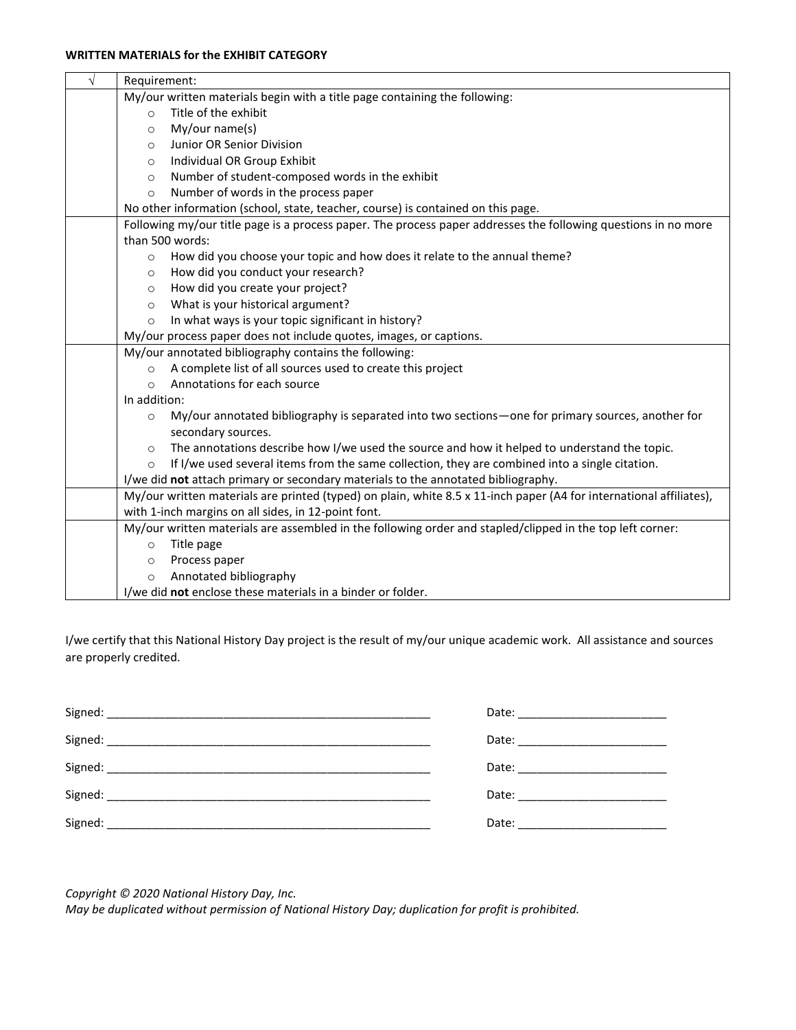**WRITTEN MATERIALS for the EXHIBIT CATEGORY**

| √ | Requirement: |
|---|---|
| | My/our written materials begin with a title page containing the following:<br>○ Title of the exhibit<br>○ My/our name(s)<br>○ Junior OR Senior Division<br>○ Individual OR Group Exhibit<br>○ Number of student-composed words in the exhibit<br>○ Number of words in the process paper<br>No other information (school, state, teacher, course) is contained on this page. |
| | Following my/our title page is a process paper. The process paper addresses the following questions in no more than 500 words:<br>○ How did you choose your topic and how does it relate to the annual theme?<br>○ How did you conduct your research?<br>○ How did you create your project?<br>○ What is your historical argument?<br>○ In what ways is your topic significant in history?<br>My/our process paper does not include quotes, images, or captions. |
| | My/our annotated bibliography contains the following:<br>○ A complete list of all sources used to create this project<br>○ Annotations for each source<br>In addition:<br>○ My/our annotated bibliography is separated into two sections—one for primary sources, another for secondary sources.<br>○ The annotations describe how I/we used the source and how it helped to understand the topic.<br>○ If I/we used several items from the same collection, they are combined into a single citation.<br>I/we did **not** attach primary or secondary materials to the annotated bibliography. |
| | My/our written materials are printed (typed) on plain, white 8.5 x 11-inch paper (A4 for international affiliates), with 1-inch margins on all sides, in 12-point font. |
| | My/our written materials are assembled in the following order and stapled/clipped in the top left corner:<br>○ Title page<br>○ Process paper<br>○ Annotated bibliography<br>I/we did **not** enclose these materials in a binder or folder. |

I/we certify that this National History Day project is the result of my/our unique academic work. All assistance and sources are properly credited.

Signed: ____________________________________________________ Date: ________________________

Signed: ____________________________________________________ Date: ________________________

Signed: ____________________________________________________ Date: ________________________

Signed: ____________________________________________________ Date: ________________________

Signed: ____________________________________________________ Date: ________________________

*Copyright © 2020 National History Day, Inc.*
*May be duplicated without permission of National History Day; duplication for profit is prohibited.*